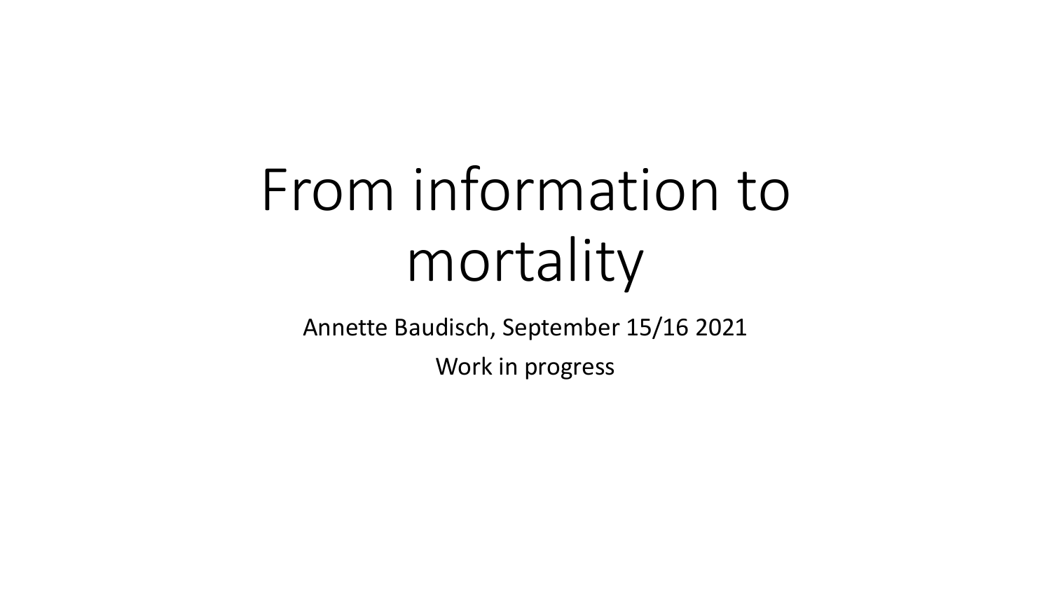# From information to mortality

Annette Baudisch, September 15/16 2021

Work in progress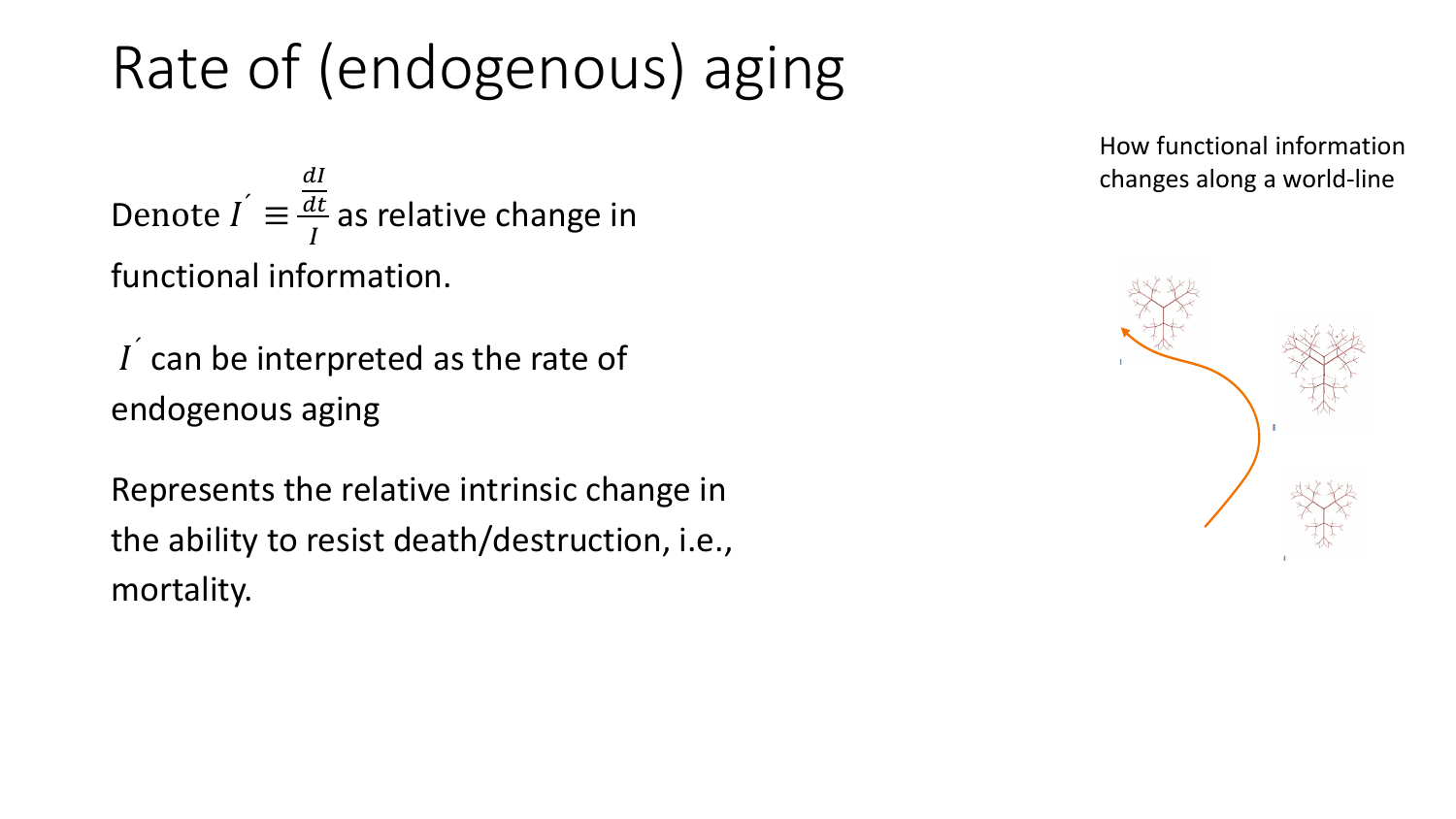# Rate of (endogenous) aging

Denote $I' \equiv \frac{\frac{dI}{dt}}{I}$ as relative change in functional information.

$I'$ can be interpreted as the rate of endogenous aging

Represents the relative intrinsic change in the ability to resist death/destruction, i.e., mortality.

How functional information changes along a world-line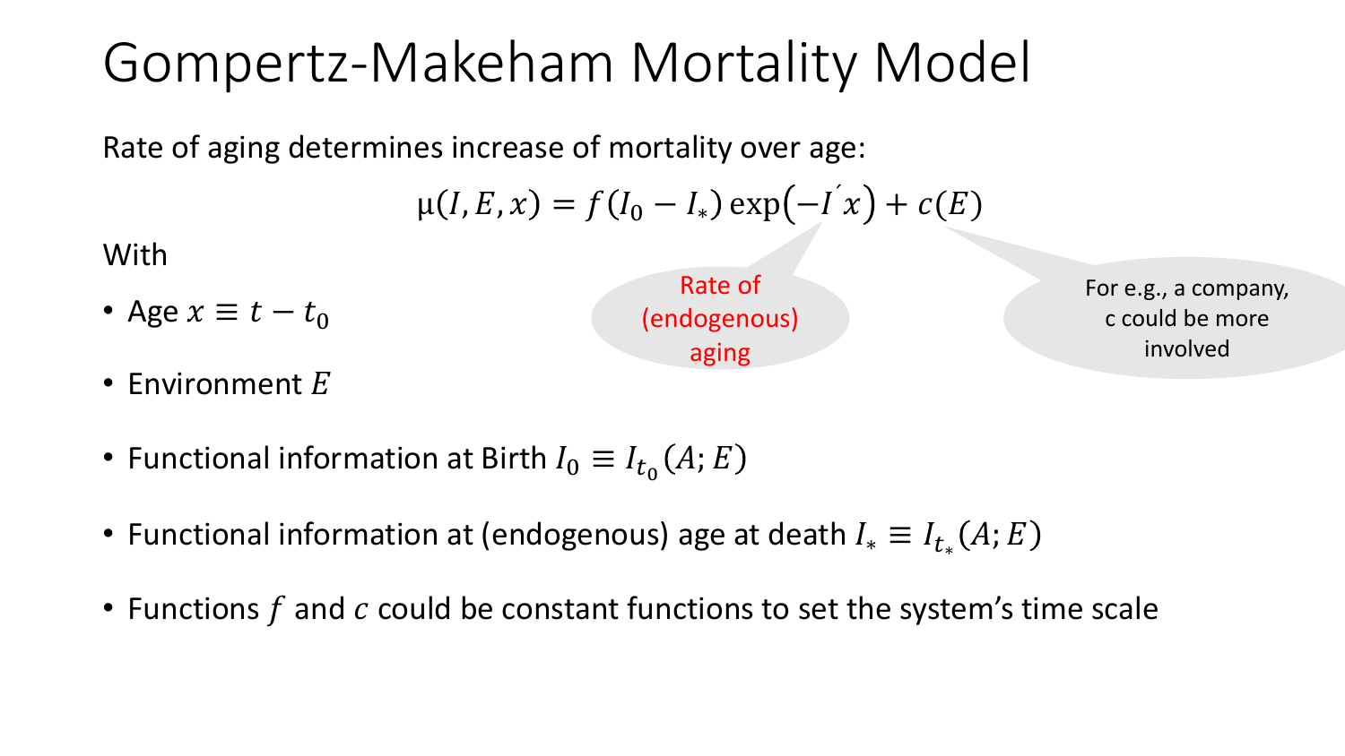# Gompertz-Makeham Mortality Model

Rate of aging determines increase of mortality over age:

$$\mu(I, E, x) = f(I_0 - I_*) \exp(-I' x) + c(E)$$

Rate of (endogenous) aging

For e.g., a company, c could be more involved

With

- Age $x \equiv t - t_0$
- Environment $E$
- Functional information at Birth $I_0 \equiv I_{t_0}(A; E)$
- Functional information at (endogenous) age at death $I_* \equiv I_{t_*}(A; E)$
- Functions $f$ and $c$ could be constant functions to set the system's time scale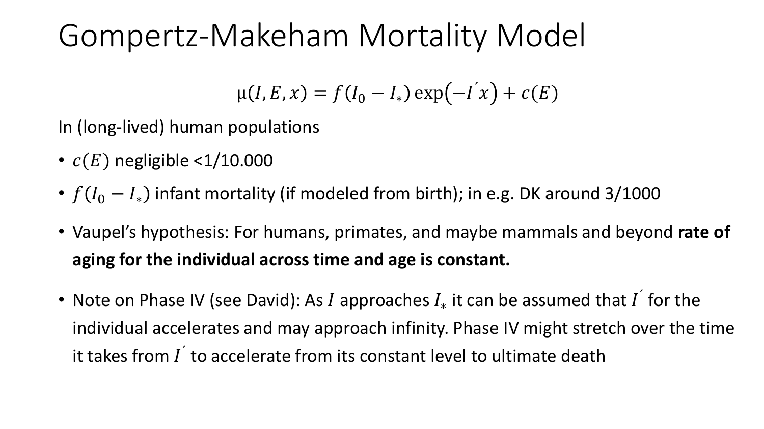# Gompertz-Makeham Mortality Model

$$\mu(I, E, x) = f(I_0 - I_*)\exp\left(-I' x\right) + c(E)$$

In (long-lived) human populations

- $c(E)$ negligible <1/10.000
- $f(I_0 - I_*)$ infant mortality (if modeled from birth); in e.g. DK around 3/1000
- Vaupel's hypothesis: For humans, primates, and maybe mammals and beyond **rate of aging for the individual across time and age is constant.**
- Note on Phase IV (see David): As $I$ approaches $I_*$ it can be assumed that $I'$ for the individual accelerates and may approach infinity. Phase IV might stretch over the time it takes from $I'$ to accelerate from its constant level to ultimate death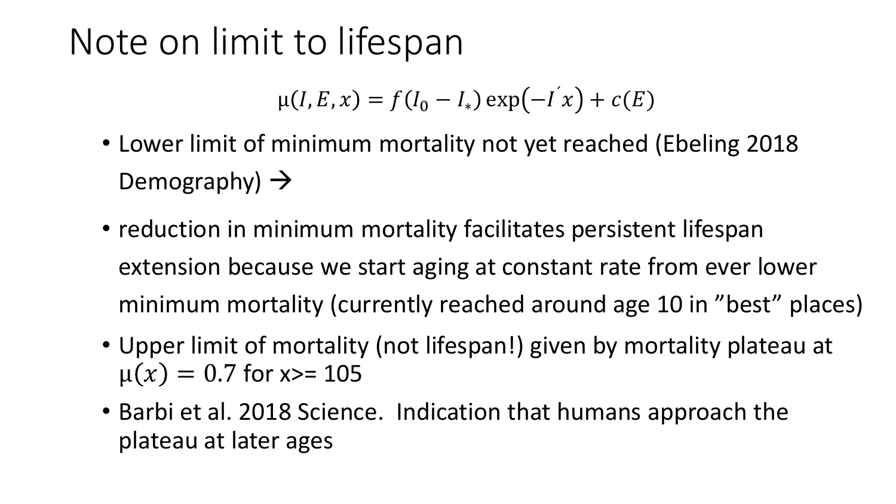# Note on limit to lifespan

$$\mu(I, E, x) = f(I_0 - I_*)\exp(-I' x) + c(E)$$

- Lower limit of minimum mortality not yet reached (Ebeling 2018 Demography) →
- reduction in minimum mortality facilitates persistent lifespan extension because we start aging at constant rate from ever lower minimum mortality (currently reached around age 10 in ”best” places)
- Upper limit of mortality (not lifespan!) given by mortality plateau at $\mu(x) = 0.7$ for x>= 105
- Barbi et al. 2018 Science. Indication that humans approach the plateau at later ages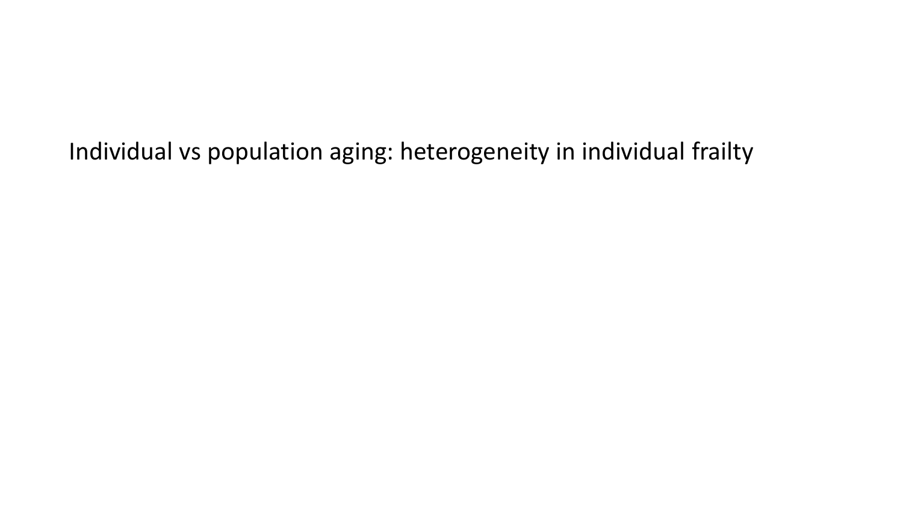Individual vs population aging: heterogeneity in individual frailty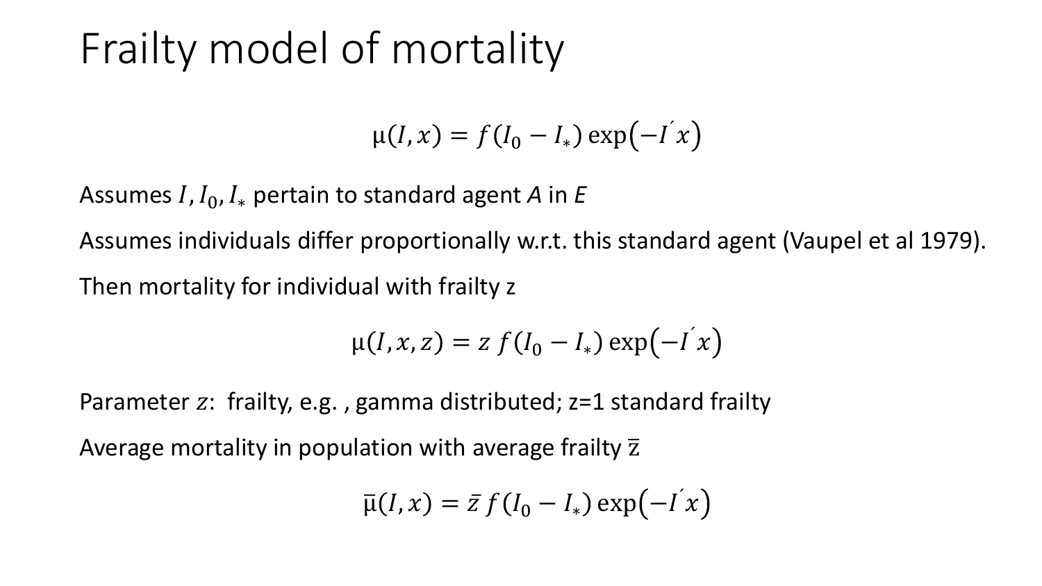# Frailty model of mortality

$$\mu(I, x) = f(I_0 - I_*) \exp(-I' x)$$

Assumes $I, I_0, I_*$ pertain to standard agent *A* in *E*

Assumes individuals differ proportionally w.r.t. this standard agent (Vaupel et al 1979).

Then mortality for individual with frailty z

$$\mu(I, x, z) = z\, f(I_0 - I_*) \exp(-I' x)$$

Parameter $z$: frailty, e.g. , gamma distributed; z=1 standard frailty

Average mortality in population with average frailty $\bar{z}$

$$\bar{\mu}(I, x) = \bar{z}\, f(I_0 - I_*) \exp(-I' x)$$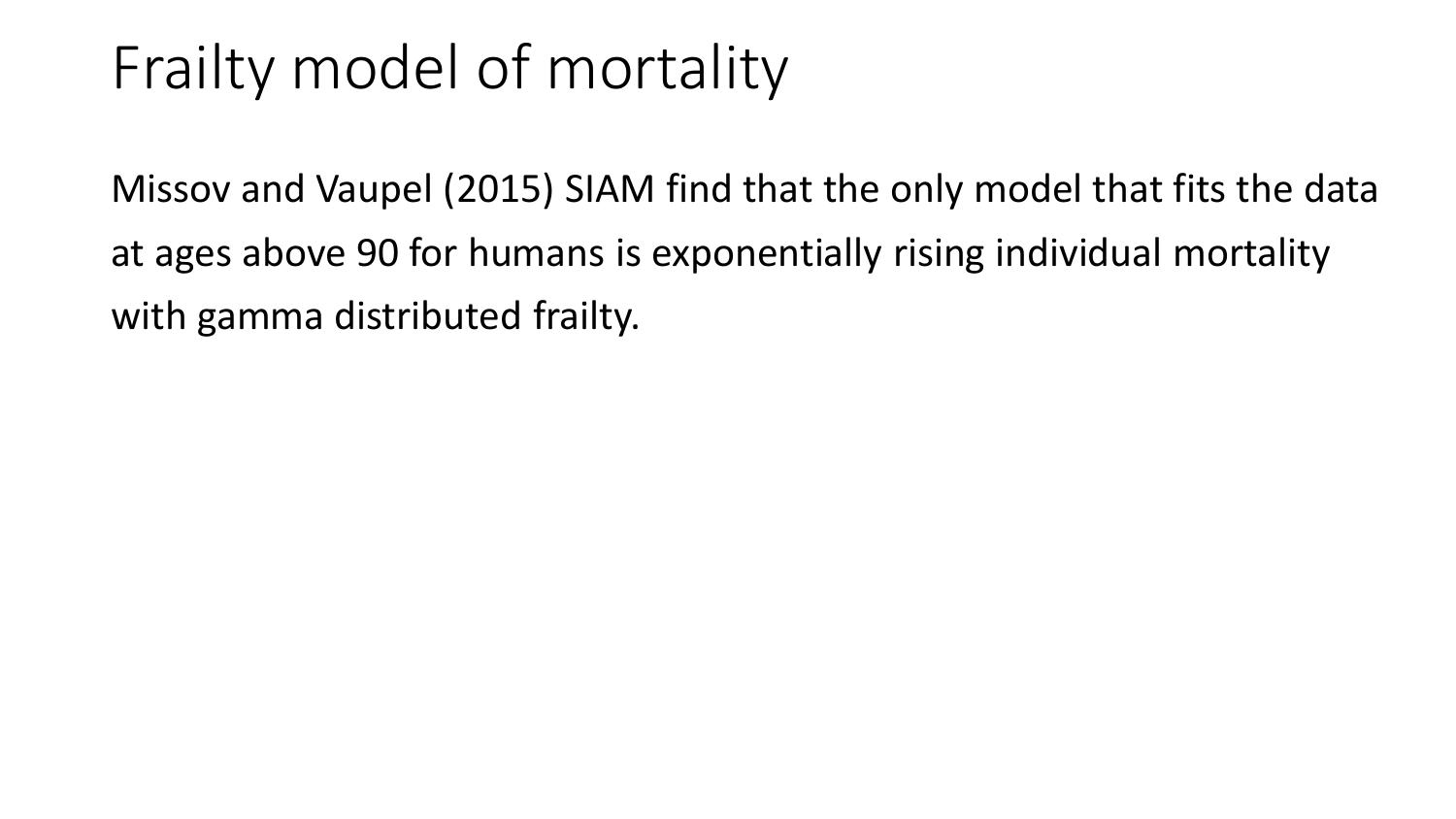# Frailty model of mortality

Missov and Vaupel (2015) SIAM find that the only model that fits the data at ages above 90 for humans is exponentially rising individual mortality with gamma distributed frailty.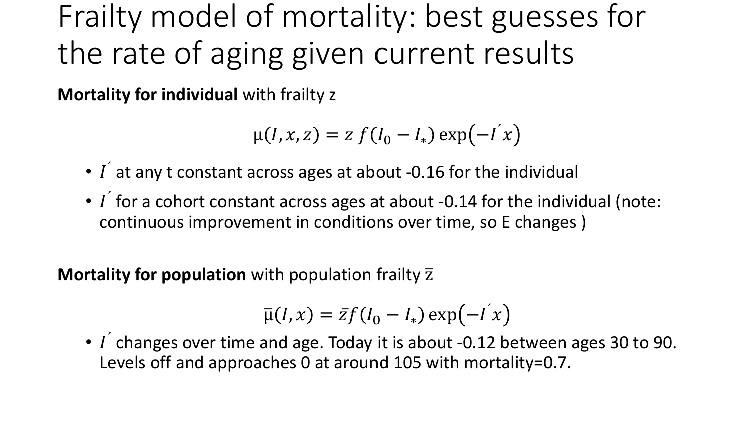# Frailty model of mortality: best guesses for the rate of aging given current results

**Mortality for individual** with frailty z

$$\mu(I, x, z) = z\, f(I_0 - I_*) \exp\left(-I^{\prime} x\right)$$

- $I^{\prime}$ at any t constant across ages at about -0.16 for the individual
- $I^{\prime}$ for a cohort constant across ages at about -0.14 for the individual (note: continuous improvement in conditions over time, so E changes )

**Mortality for population** with population frailty $\bar{z}$

$$\bar{\mu}(I, x) = \bar{z} f(I_0 - I_*) \exp\left(-I^{\prime} x\right)$$

- $I^{\prime}$ changes over time and age. Today it is about -0.12 between ages 30 to 90. Levels off and approaches 0 at around 105 with mortality=0.7.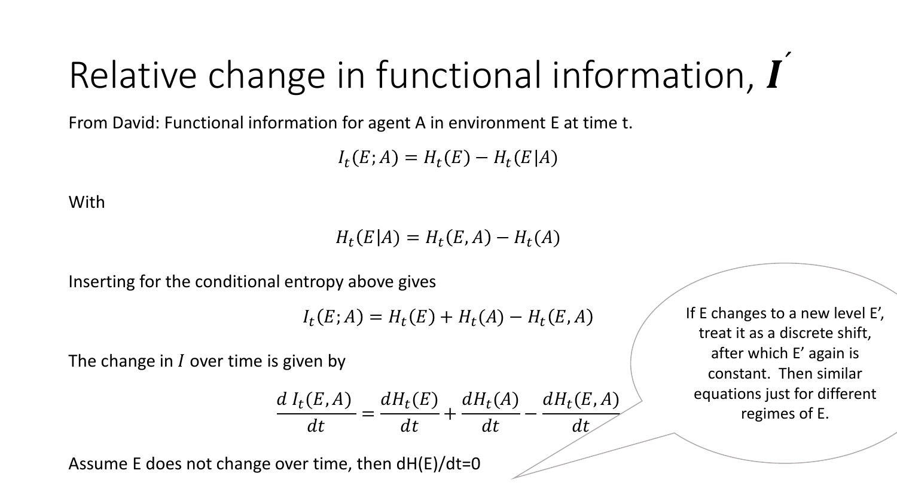# Relative change in functional information, $\boldsymbol{I}'$

From David: Functional information for agent A in environment E at time t.

$$I_t(E;A) = H_t(E) - H_t(E|A)$$

With

$$H_t(E|A) = H_t(E,A) - H_t(A)$$

Inserting for the conditional entropy above gives

$$I_t(E;A) = H_t(E) + H_t(A) - H_t(E,A)$$

The change in $I$ over time is given by

$$\frac{d\, I_t(E,A)}{dt} = \frac{dH_t(E)}{dt} + \frac{dH_t(A)}{dt} - \frac{dH_t(E,A)}{dt}$$

Assume E does not change over time, then dH(E)/dt=0

If E changes to a new level E', treat it as a discrete shift, after which E' again is constant. Then similar equations just for different regimes of E.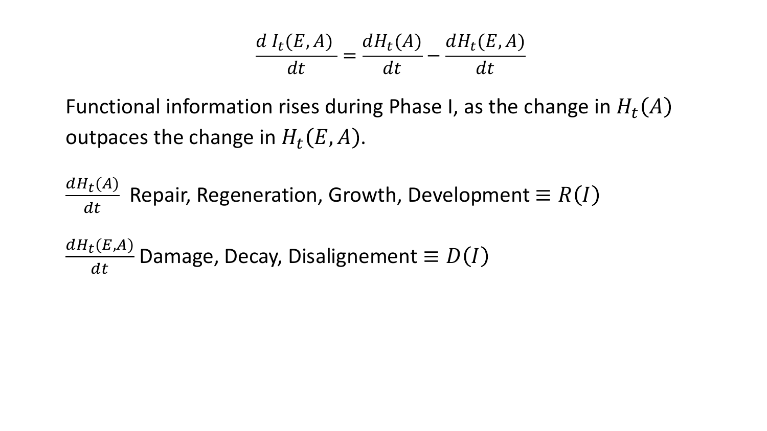$$\frac{d\, I_t(E, A)}{dt} = \frac{dH_t(A)}{dt} - \frac{dH_t(E, A)}{dt}$$

Functional information rises during Phase I, as the change in $H_t(A)$ outpaces the change in $H_t(E, A)$.

$\frac{dH_t(A)}{dt}$ Repair, Regeneration, Growth, Development $\equiv R(I)$

$\frac{dH_t(E,A)}{dt}$ Damage, Decay, Disalignement $\equiv D(I)$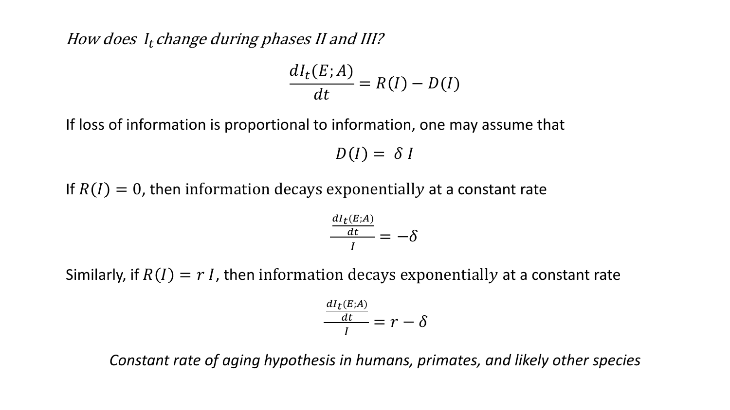*How does $I_t$ change during phases II and III?*

$$\frac{dI_t(E;A)}{dt} = R(I) - D(I)$$

If loss of information is proportional to information, one may assume that

$$D(I) = \delta I$$

If $R(I) = 0$, then information decays exponentially at a constant rate

$$\frac{\frac{dI_t(E;A)}{dt}}{I} = -\delta$$

Similarly, if $R(I) = r I$, then information decays exponentially at a constant rate

$$\frac{\frac{dI_t(E;A)}{dt}}{I} = r - \delta$$

*Constant rate of aging hypothesis in humans, primates, and likely other species*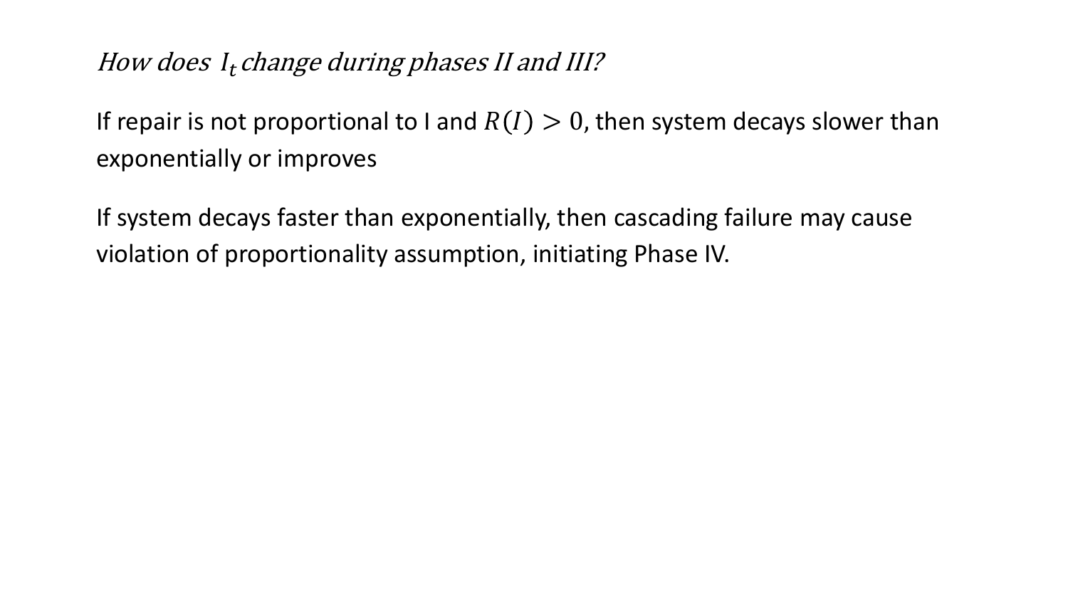*How does $I_t$ change during phases II and III?*

If repair is not proportional to I and $R(I) > 0$, then system decays slower than exponentially or improves

If system decays faster than exponentially, then cascading failure may cause violation of proportionality assumption, initiating Phase IV.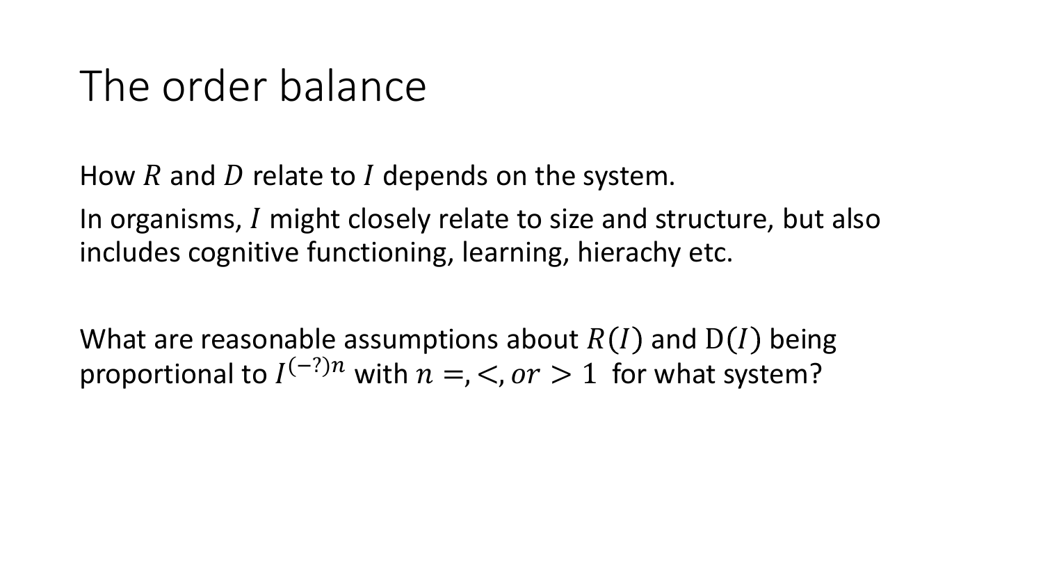# The order balance

How $R$ and $D$ relate to $I$ depends on the system.

In organisms, $I$ might closely relate to size and structure, but also includes cognitive functioning, learning, hierachy etc.

What are reasonable assumptions about $R(I)$ and $\mathrm{D}(I)$ being proportional to $I^{(-?)n}$ with $n =, <, or > 1$ for what system?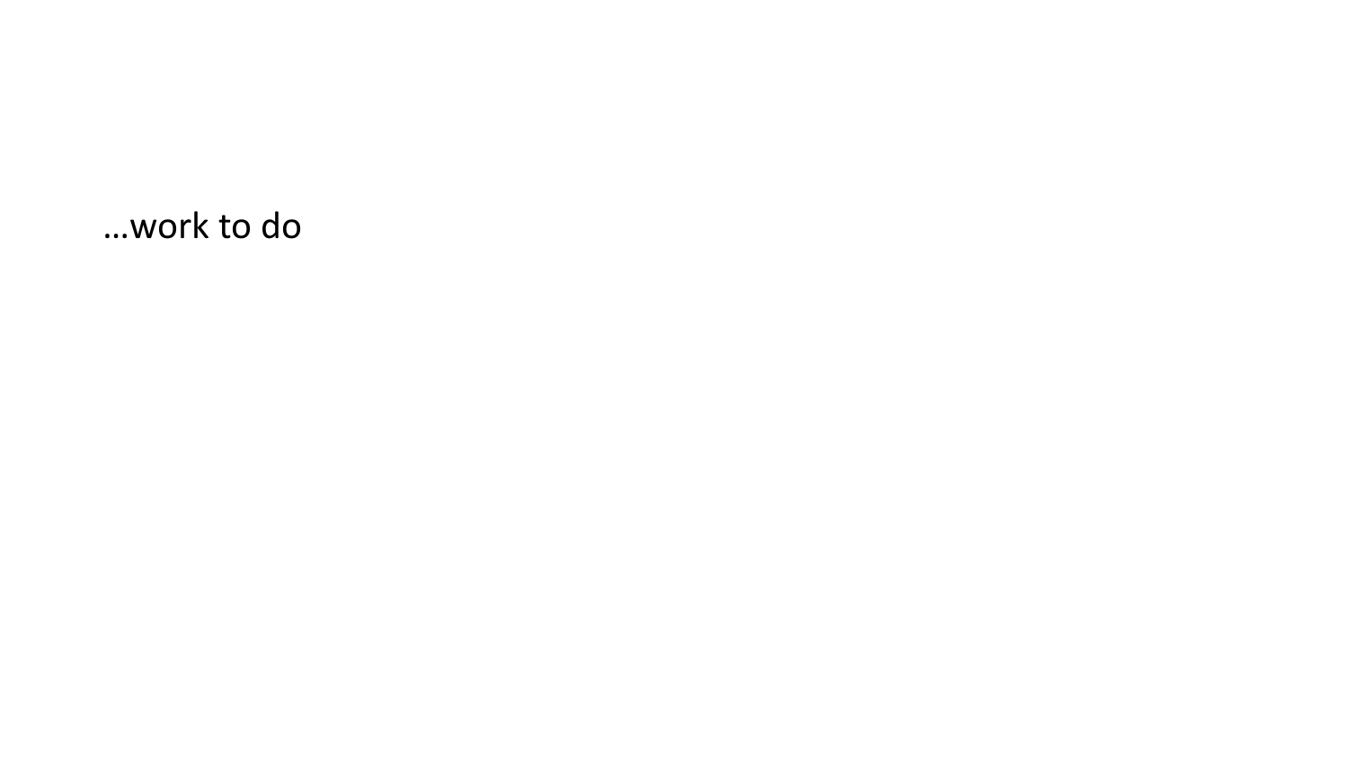…work to do